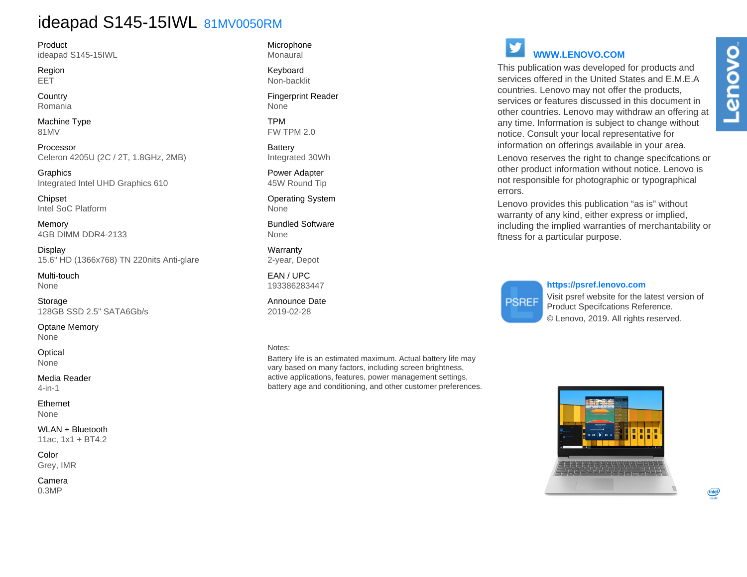# ideapad S145-15IWL 81MV0050RM

**Product**
ideapad S145-15IWL

**Region**
EET

**Country**
Romania

**Machine Type**
81MV

**Processor**
Celeron 4205U (2C / 2T, 1.8GHz, 2MB)

**Graphics**
Integrated Intel UHD Graphics 610

**Chipset**
Intel SoC Platform

**Memory**
4GB DIMM DDR4-2133

**Display**
15.6" HD (1366x768) TN 220nits Anti-glare

**Multi-touch**
None

**Storage**
128GB SSD 2.5" SATA6Gb/s

**Optane Memory**
None

**Optical**
None

**Media Reader**
4-in-1

**Ethernet**
None

**WLAN + Bluetooth**
11ac, 1x1 + BT4.2

**Color**
Grey, IMR

**Camera**
0.3MP

**Microphone**
Monaural

**Keyboard**
Non-backlit

**Fingerprint Reader**
None

**TPM**
FW TPM 2.0

**Battery**
Integrated 30Wh

**Power Adapter**
45W Round Tip

**Operating System**
None

**Bundled Software**
None

**Warranty**
2-year, Depot

**EAN / UPC**
193386283447

**Announce Date**
2019-02-28

Notes:

Battery life is an estimated maximum. Actual battery life may vary based on many factors, including screen brightness, active applications, features, power management settings, battery age and conditioning, and other customer preferences.

**WWW.LENOVO.COM**

This publication was developed for products and services offered in the United States and E.M.E.A countries. Lenovo may not offer the products, services or features discussed in this document in other countries. Lenovo may withdraw an offering at any time. Information is subject to change without notice. Consult your local representative for information on offerings available in your area.

Lenovo reserves the right to change specifcations or other product information without notice. Lenovo is not responsible for photographic or typographical errors.

Lenovo provides this publication "as is" without warranty of any kind, either express or implied, including the implied warranties of merchantability or ftness for a particular purpose.

**https://psref.lenovo.com**

Visit psref website for the latest version of Product Specifcations Reference.

© Lenovo, 2019. All rights reserved.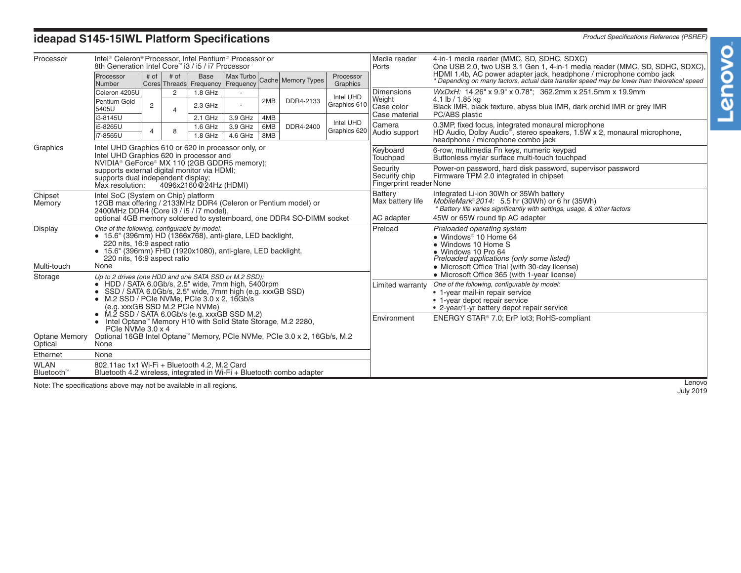# ideapad S145-15IWL Platform Specifications

Product Specifications Reference (PSREF)

**Processor**

Intel® Celeron® Processor, Intel Pentium® Processor or 8th Generation Intel Core™ i3 / i5 / i7 Processor

| Processor Number | # of Cores | # of Threads | Base Frequency | Max Turbo Frequency | Cache | Memory Types | Processor Graphics |
|---|---|---|---|---|---|---|---|
| Celeron 4205U | 2 | 2 | 1.8 GHz | - | 2MB | DDR4-2133 | Intel UHD Graphics 610 |
| Pentium Gold 5405U | 2 | 4 | 2.3 GHz | - | 2MB | DDR4-2133 | Intel UHD Graphics 610 |
| i3-8145U | 2 | 4 | 2.1 GHz | 3.9 GHz | 4MB | DDR4-2400 | Intel UHD Graphics 620 |
| i5-8265U | 4 | 8 | 1.6 GHz | 3.9 GHz | 6MB | DDR4-2400 | Intel UHD Graphics 620 |
| i7-8565U | 4 | 8 | 1.8 GHz | 4.6 GHz | 8MB | DDR4-2400 | Intel UHD Graphics 620 |

**Graphics**

Intel UHD Graphics 610 or 620 in processor only, or
Intel UHD Graphics 620 in processor and NVIDIA® GeForce® MX 110 (2GB GDDR5 memory);
supports external digital monitor via HDMI;
supports dual independent display;
Max resolution: 4096x2160@24Hz (HDMI)

**Chipset**

Intel SoC (System on Chip) platform

**Memory**

12GB max offering / 2133MHz DDR4 (Celeron or Pentium model) or 2400MHz DDR4 (Core i3 / i5 / i7 model),
optional 4GB memory soldered to systemboard, one DDR4 SO-DIMM socket

**Display**

*One of the following, configurable by model:*

- 15.6" (396mm) HD (1366x768), anti-glare, LED backlight, 220 nits, 16:9 aspect ratio
- 15.6" (396mm) FHD (1920x1080), anti-glare, LED backlight, 220 nits, 16:9 aspect ratio

**Multi-touch**

None

**Storage**

*Up to 2 drives (one HDD and one SATA SSD or M.2 SSD):*

- HDD / SATA 6.0Gb/s, 2.5" wide, 7mm high, 5400rpm
- SSD / SATA 6.0Gb/s, 2.5" wide, 7mm high (e.g. xxxGB SSD)
- M.2 SSD / PCIe NVMe, PCIe 3.0 x 2, 16Gb/s (e.g. xxxGB SSD M.2 PCIe NVMe)
- M.2 SSD / SATA 6.0Gb/s (e.g. xxxGB SSD M.2)
- Intel Optane™ Memory H10 with Solid State Storage, M.2 2280, PCIe NVMe 3.0 x 4

**Optane Memory**

Optional 16GB Intel Optane™ Memory, PCIe NVMe, PCIe 3.0 x 2, 16Gb/s, M.2

**Optical**

None

**Ethernet**

None

**WLAN**

802.11ac 1x1 Wi-Fi + Bluetooth 4.2, M.2 Card

**Bluetooth™**

Bluetooth 4.2 wireless, integrated in Wi-Fi + Bluetooth combo adapter

**Media reader**

4-in-1 media reader (MMC, SD, SDHC, SDXC)

**Ports**

One USB 2.0, two USB 3.1 Gen 1, 4-in-1 media reader (MMC, SD, SDHC, SDXC), HDMI 1.4b, AC power adapter jack, headphone / microphone combo jack
*\* Depending on many factors, actual data transfer speed may be lower than theoretical speed*

**Dimensions**

*WxDxH:* 14.26" x 9.9" x 0.78"; 362.2mm x 251.5mm x 19.9mm

**Weight**

4.1 lb / 1.85 kg

**Case color**

Black IMR, black texture, abyss blue IMR, dark orchid IMR or grey IMR

**Case material**

PC/ABS plastic

**Camera**

0.3MP, fixed focus, integrated monaural microphone

**Audio support**

HD Audio, Dolby Audio™, stereo speakers, 1.5W x 2, monaural microphone, headphone / microphone combo jack

**Keyboard**

6-row, multimedia Fn keys, numeric keypad

**Touchpad**

Buttonless mylar surface multi-touch touchpad

**Security**

Power-on password, hard disk password, supervisor password

**Security chip**

Firmware TPM 2.0 integrated in chipset

**Fingerprint reader**

None

**Battery**

Integrated Li-ion 30Wh or 35Wh battery

**Max battery life**

*MobileMark® 2014:* 5.5 hr (30Wh) or 6 hr (35Wh)
*\* Battery life varies significantly with settings, usage, & other factors*

**AC adapter**

45W or 65W round tip AC adapter

**Preload**

*Preloaded operating system*

- Windows® 10 Home 64
- Windows 10 Home S
- Windows 10 Pro 64

*Preloaded applications (only some listed)*

- Microsoft Office Trial (with 30-day license)
- Microsoft Office 365 (with 1-year license)

**Limited warranty**

*One of the following, configurable by model:*

- 1-year mail-in repair service
- 1-year depot repair service
- 2-year/1-yr battery depot repair service

**Environment**

ENERGY STAR® 7.0; ErP lot3; RoHS-compliant

Note: The specifications above may not be available in all regions.

Lenovo
July 2019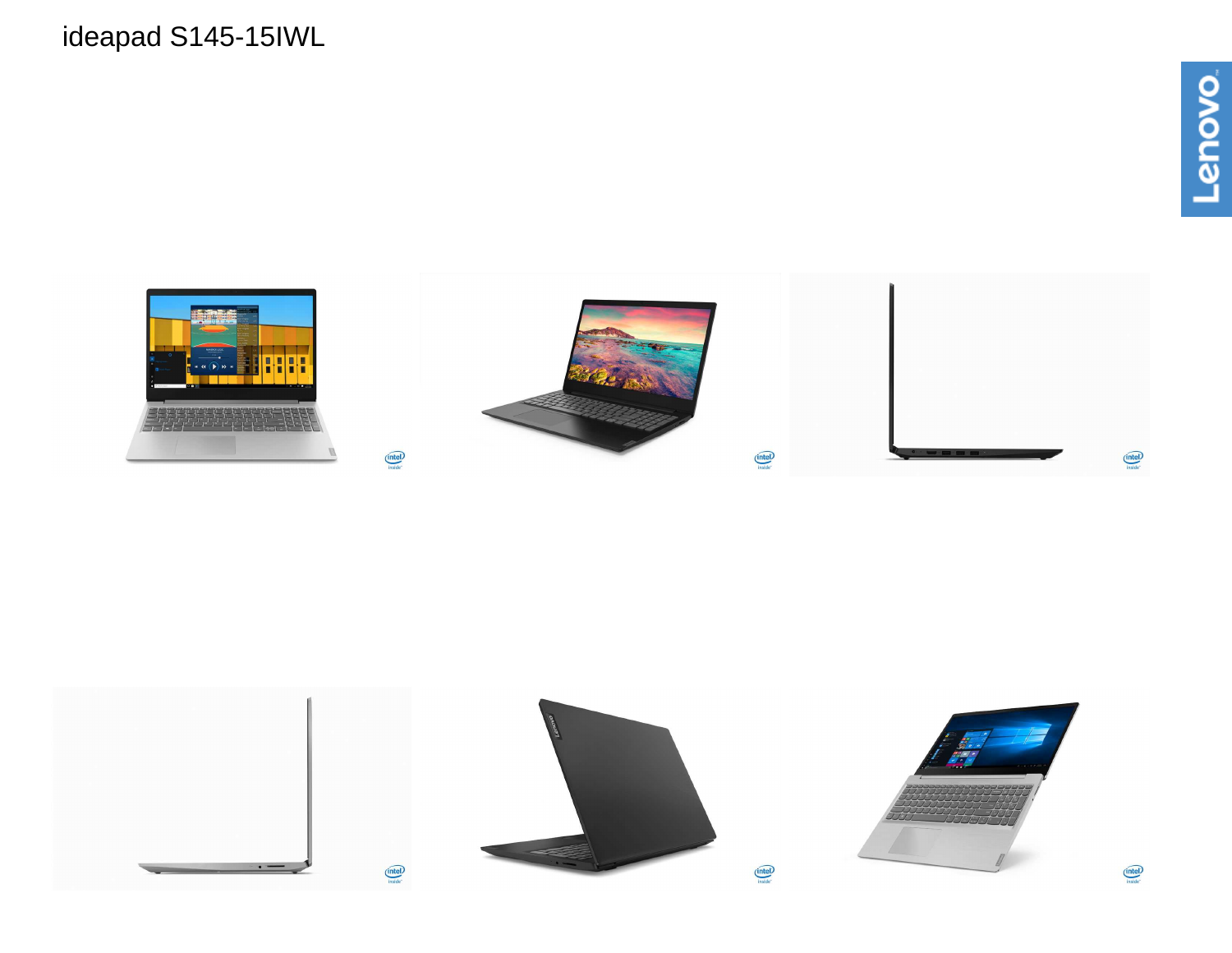ideapad S145-15IWL